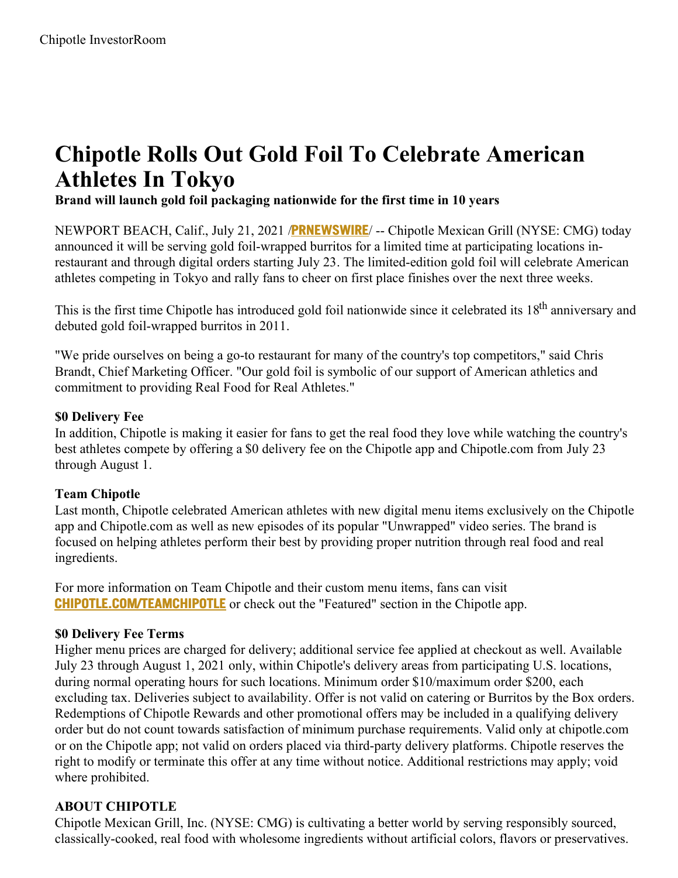# Chipotle Rolls Out Gold Foil To Celebrate American Athletes In Tokyo

**Brand will launch gold foil packaging nationwide for the first time in 10 years**

NEWPORT BEACH, Calif., July 21, 2021 /**PRNEWSWIRE**/ -- Chipotle Mexican Grill (NYSE: CMG) today announced it will be serving gold foil-wrapped burritos for a limited time at participating locations in-restaurant and through digital orders starting July 23. The limited-edition gold foil will celebrate American athletes competing in Tokyo and rally fans to cheer on first place finishes over the next three weeks.

This is the first time Chipotle has introduced gold foil nationwide since it celebrated its 18th anniversary and debuted gold foil-wrapped burritos in 2011.

"We pride ourselves on being a go-to restaurant for many of the country's top competitors," said Chris Brandt, Chief Marketing Officer. "Our gold foil is symbolic of our support of American athletics and commitment to providing Real Food for Real Athletes."

**$0 Delivery Fee**

In addition, Chipotle is making it easier for fans to get the real food they love while watching the country's best athletes compete by offering a $0 delivery fee on the Chipotle app and Chipotle.com from July 23 through August 1.

**Team Chipotle**

Last month, Chipotle celebrated American athletes with new digital menu items exclusively on the Chipotle app and Chipotle.com as well as new episodes of its popular "Unwrapped" video series. The brand is focused on helping athletes perform their best by providing proper nutrition through real food and real ingredients.

For more information on Team Chipotle and their custom menu items, fans can visit **CHIPOTLE.COM/TEAMCHIPOTLE** or check out the "Featured" section in the Chipotle app.

**$0 Delivery Fee Terms**

Higher menu prices are charged for delivery; additional service fee applied at checkout as well. Available July 23 through August 1, 2021 only, within Chipotle's delivery areas from participating U.S. locations, during normal operating hours for such locations. Minimum order $10/maximum order $200, each excluding tax. Deliveries subject to availability. Offer is not valid on catering or Burritos by the Box orders. Redemptions of Chipotle Rewards and other promotional offers may be included in a qualifying delivery order but do not count towards satisfaction of minimum purchase requirements. Valid only at chipotle.com or on the Chipotle app; not valid on orders placed via third-party delivery platforms. Chipotle reserves the right to modify or terminate this offer at any time without notice. Additional restrictions may apply; void where prohibited.

**ABOUT CHIPOTLE**

Chipotle Mexican Grill, Inc. (NYSE: CMG) is cultivating a better world by serving responsibly sourced, classically-cooked, real food with wholesome ingredients without artificial colors, flavors or preservatives.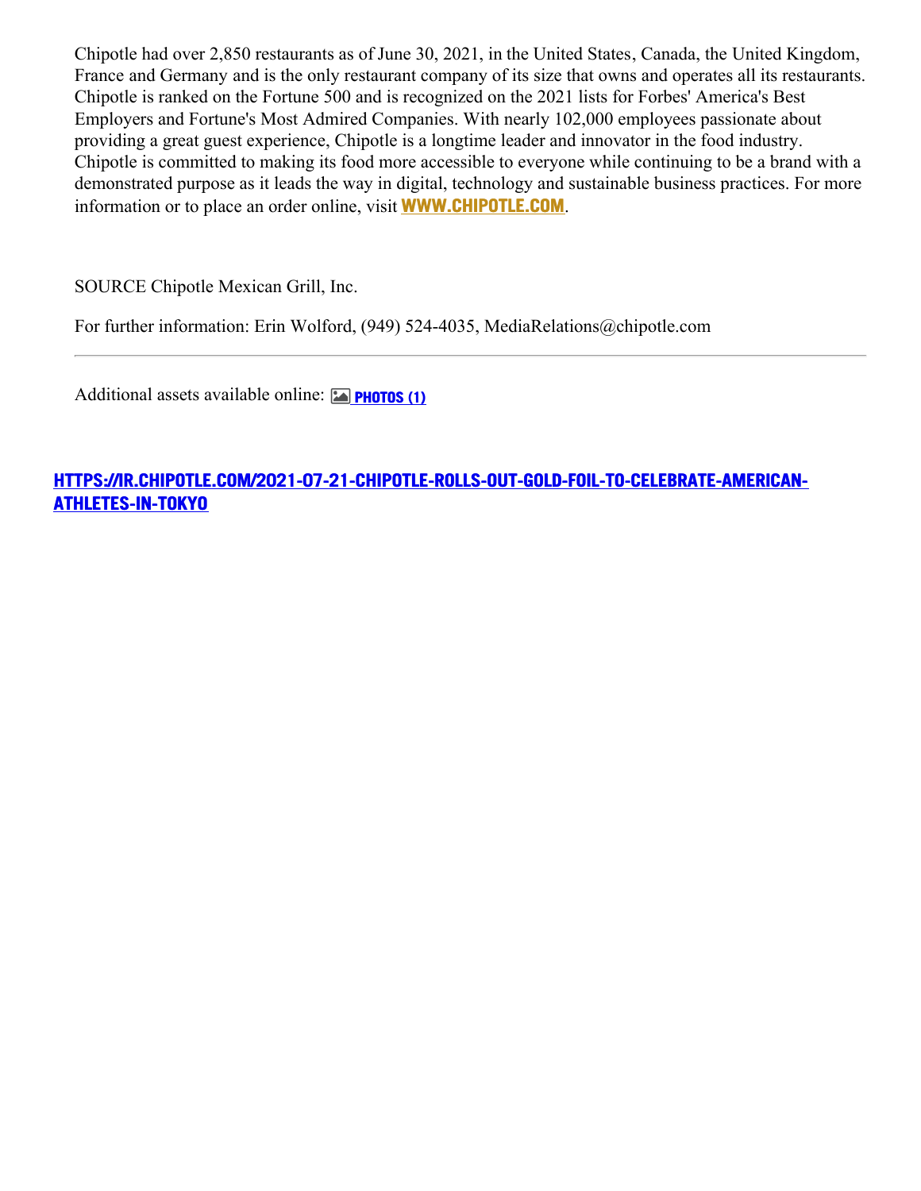Chipotle had over 2,850 restaurants as of June 30, 2021, in the United States, Canada, the United Kingdom, France and Germany and is the only restaurant company of its size that owns and operates all its restaurants. Chipotle is ranked on the Fortune 500 and is recognized on the 2021 lists for Forbes' America's Best Employers and Fortune's Most Admired Companies. With nearly 102,000 employees passionate about providing a great guest experience, Chipotle is a longtime leader and innovator in the food industry. Chipotle is committed to making its food more accessible to everyone while continuing to be a brand with a demonstrated purpose as it leads the way in digital, technology and sustainable business practices. For more information or to place an order online, visit [WWW.CHIPOTLE.COM](http://www.chipotle.com).

SOURCE Chipotle Mexican Grill, Inc.

For further information: Erin Wolford, (949) 524-4035, MediaRelations@chipotle.com

---

Additional assets available online: PHOTOS (1)

[HTTPS://IR.CHIPOTLE.COM/2021-07-21-CHIPOTLE-ROLLS-OUT-GOLD-FOIL-TO-CELEBRATE-AMERICAN-ATHLETES-IN-TOKYO](https://ir.chipotle.com/2021-07-21-chipotle-rolls-out-gold-foil-to-celebrate-american-athletes-in-tokyo)